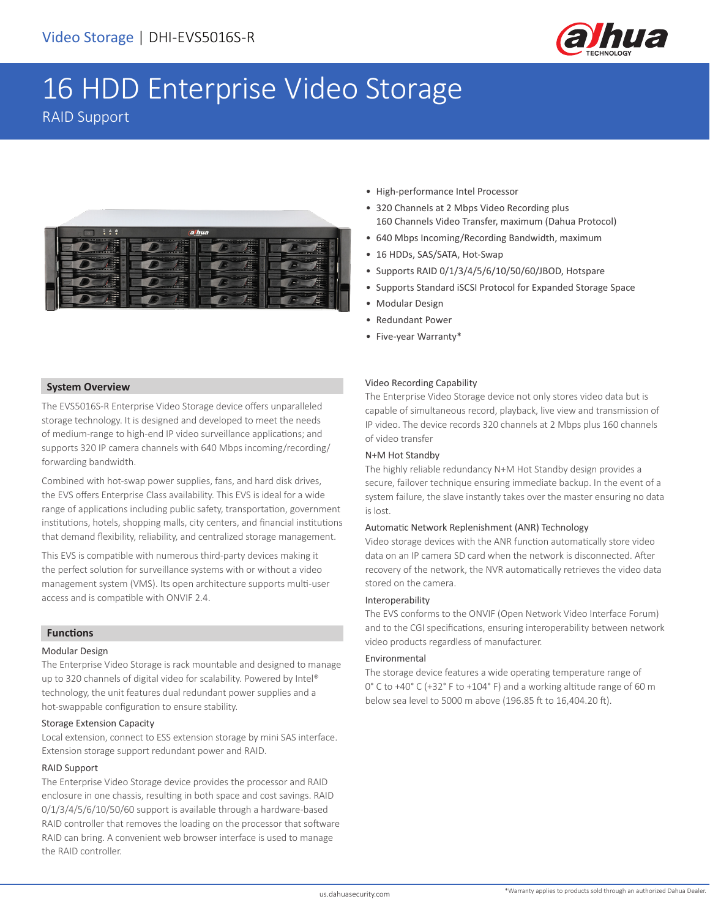Video Storage | DHI-EVS5016S-R

# 16 HDD Enterprise Video Storage

RAID Support

- High-performance Intel Processor
- 320 Channels at 2 Mbps Video Recording plus 160 Channels Video Transfer, maximum (Dahua Protocol)
- 640 Mbps Incoming/Recording Bandwidth, maximum
- 16 HDDs, SAS/SATA, Hot-Swap
- Supports RAID 0/1/3/4/5/6/10/50/60/JBOD, Hotspare
- Supports Standard iSCSI Protocol for Expanded Storage Space
- Modular Design
- Redundant Power
- Five-year Warranty*

## System Overview

The EVS5016S-R Enterprise Video Storage device offers unparalleled storage technology. It is designed and developed to meet the needs of medium-range to high-end IP video surveillance applications; and supports 320 IP camera channels with 640 Mbps incoming/recording/forwarding bandwidth.

Combined with hot-swap power supplies, fans, and hard disk drives, the EVS offers Enterprise Class availability. This EVS is ideal for a wide range of applications including public safety, transportation, government institutions, hotels, shopping malls, city centers, and financial institutions that demand flexibility, reliability, and centralized storage management.

This EVS is compatible with numerous third-party devices making it the perfect solution for surveillance systems with or without a video management system (VMS). Its open architecture supports multi-user access and is compatible with ONVIF 2.4.

## Functions

### Modular Design

The Enterprise Video Storage is rack mountable and designed to manage up to 320 channels of digital video for scalability. Powered by Intel® technology, the unit features dual redundant power supplies and a hot-swappable configuration to ensure stability.

### Storage Extension Capacity

Local extension, connect to ESS extension storage by mini SAS interface. Extension storage support redundant power and RAID.

### RAID Support

The Enterprise Video Storage device provides the processor and RAID enclosure in one chassis, resulting in both space and cost savings. RAID 0/1/3/4/5/6/10/50/60 support is available through a hardware-based RAID controller that removes the loading on the processor that software RAID can bring. A convenient web browser interface is used to manage the RAID controller.

### Video Recording Capability

The Enterprise Video Storage device not only stores video data but is capable of simultaneous record, playback, live view and transmission of IP video. The device records 320 channels at 2 Mbps plus 160 channels of video transfer

### N+M Hot Standby

The highly reliable redundancy N+M Hot Standby design provides a secure, failover technique ensuring immediate backup. In the event of a system failure, the slave instantly takes over the master ensuring no data is lost.

### Automatic Network Replenishment (ANR) Technology

Video storage devices with the ANR function automatically store video data on an IP camera SD card when the network is disconnected. After recovery of the network, the NVR automatically retrieves the video data stored on the camera.

### Interoperability

The EVS conforms to the ONVIF (Open Network Video Interface Forum) and to the CGI specifications, ensuring interoperability between network video products regardless of manufacturer.

### Environmental

The storage device features a wide operating temperature range of 0° C to +40° C (+32° F to +104° F) and a working altitude range of 60 m below sea level to 5000 m above (196.85 ft to 16,404.20 ft).

*Warranty applies to products sold through an authorized Dahua Dealer.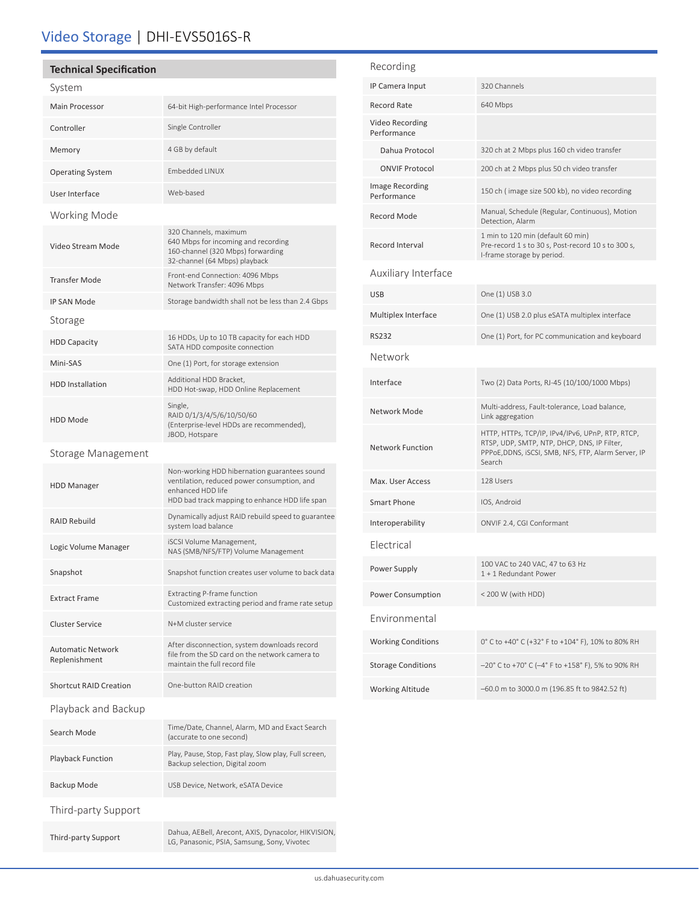# Video Storage | DHI-EVS5016S-R

## Technical Specification

### System

| | |
|---|---|
| Main Processor | 64-bit High-performance Intel Processor |
| Controller | Single Controller |
| Memory | 4 GB by default |
| Operating System | Embedded LINUX |
| User Interface | Web-based |

### Working Mode

| | |
|---|---|
| Video Stream Mode | 320 Channels, maximum<br>640 Mbps for incoming and recording<br>160-channel (320 Mbps) forwarding<br>32-channel (64 Mbps) playback |
| Transfer Mode | Front-end Connection: 4096 Mbps<br>Network Transfer: 4096 Mbps |
| IP SAN Mode | Storage bandwidth shall not be less than 2.4 Gbps |

### Storage

| | |
|---|---|
| HDD Capacity | 16 HDDs, Up to 10 TB capacity for each HDD<br>SATA HDD composite connection |
| Mini-SAS | One (1) Port, for storage extension |
| HDD Installation | Additional HDD Bracket,<br>HDD Hot-swap, HDD Online Replacement |
| HDD Mode | Single,<br>RAID 0/1/3/4/5/6/10/50/60<br>(Enterprise-level HDDs are recommended),<br>JBOD, Hotspare |

### Storage Management

| | |
|---|---|
| HDD Manager | Non-working HDD hibernation guarantees sound ventilation, reduced power consumption, and enhanced HDD life<br>HDD bad track mapping to enhance HDD life span |
| RAID Rebuild | Dynamically adjust RAID rebuild speed to guarantee system load balance |
| Logic Volume Manager | iSCSI Volume Management,<br>NAS (SMB/NFS/FTP) Volume Management |
| Snapshot | Snapshot function creates user volume to back data |
| Extract Frame | Extracting P-frame function<br>Customized extracting period and frame rate setup |
| Cluster Service | N+M cluster service |
| Automatic Network Replenishment | After disconnection, system downloads record file from the SD card on the network camera to maintain the full record file |
| Shortcut RAID Creation | One-button RAID creation |

### Playback and Backup

| | |
|---|---|
| Search Mode | Time/Date, Channel, Alarm, MD and Exact Search (accurate to one second) |
| Playback Function | Play, Pause, Stop, Fast play, Slow play, Full screen, Backup selection, Digital zoom |
| Backup Mode | USB Device, Network, eSATA Device |

### Third-party Support

| | |
|---|---|
| Third-party Support | Dahua, AEBell, Arecont, AXIS, Dynacolor, HIKVISION, LG, Panasonic, PSIA, Samsung, Sony, Vivotec |

### Recording

| | |
|---|---|
| IP Camera Input | 320 Channels |
| Record Rate | 640 Mbps |
| Video Recording Performance | |
| Dahua Protocol | 320 ch at 2 Mbps plus 160 ch video transfer |
| ONVIF Protocol | 200 ch at 2 Mbps plus 50 ch video transfer |
| Image Recording Performance | 150 ch ( image size 500 kb), no video recording |
| Record Mode | Manual, Schedule (Regular, Continuous), Motion Detection, Alarm |
| Record Interval | 1 min to 120 min (default 60 min)<br>Pre-record 1 s to 30 s, Post-record 10 s to 300 s,<br>I-frame storage by period. |

### Auxiliary Interface

| | |
|---|---|
| USB | One (1) USB 3.0 |
| Multiplex Interface | One (1) USB 2.0 plus eSATA multiplex interface |
| RS232 | One (1) Port, for PC communication and keyboard |

### Network

| | |
|---|---|
| Interface | Two (2) Data Ports, RJ-45 (10/100/1000 Mbps) |
| Network Mode | Multi-address, Fault-tolerance, Load balance, Link aggregation |
| Network Function | HTTP, HTTPs, TCP/IP, IPv4/IPv6, UPnP, RTP, RTCP, RTSP, UDP, SMTP, NTP, DHCP, DNS, IP Filter, PPPoE,DDNS, iSCSI, SMB, NFS, FTP, Alarm Server, IP Search |
| Max. User Access | 128 Users |
| Smart Phone | IOS, Android |
| Interoperability | ONVIF 2.4, CGI Conformant |

### Electrical

| | |
|---|---|
| Power Supply | 100 VAC to 240 VAC, 47 to 63 Hz<br>1 + 1 Redundant Power |
| Power Consumption | < 200 W (with HDD) |

### Environmental

| | |
|---|---|
| Working Conditions | 0° C to +40° C (+32° F to +104° F), 10% to 80% RH |
| Storage Conditions | –20° C to +70° C (–4° F to +158° F), 5% to 90% RH |
| Working Altitude | –60.0 m to 3000.0 m (196.85 ft to 9842.52 ft) |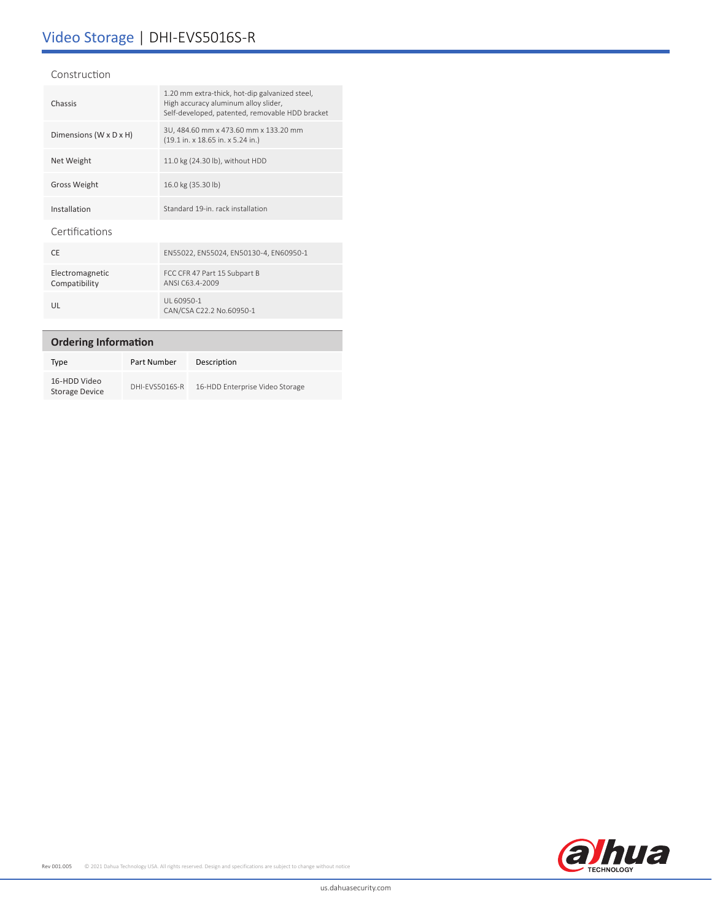### Construction

| | |
|---|---|
| Chassis | 1.20 mm extra-thick, hot-dip galvanized steel, High accuracy aluminum alloy slider, Self-developed, patented, removable HDD bracket |
| Dimensions (W x D x H) | 3U, 484.60 mm x 473.60 mm x 133.20 mm (19.1 in. x 18.65 in. x 5.24 in.) |
| Net Weight | 11.0 kg (24.30 lb), without HDD |
| Gross Weight | 16.0 kg (35.30 lb) |
| Installation | Standard 19-in. rack installation |

### Certifications

| | |
|---|---|
| CE | EN55022, EN55024, EN50130-4, EN60950-1 |
| Electromagnetic Compatibility | FCC CFR 47 Part 15 Subpart B ANSI C63.4-2009 |
| UL | UL 60950-1 CAN/CSA C22.2 No.60950-1 |

## Ordering Information

| Type | Part Number | Description |
|---|---|---|
| 16-HDD Video Storage Device | DHI-EVS5016S-R | 16-HDD Enterprise Video Storage |

Rev 001.005 © 2021 Dahua Technology USA. All rights reserved. Design and specifications are subject to change without notice

us.dahuasecurity.com